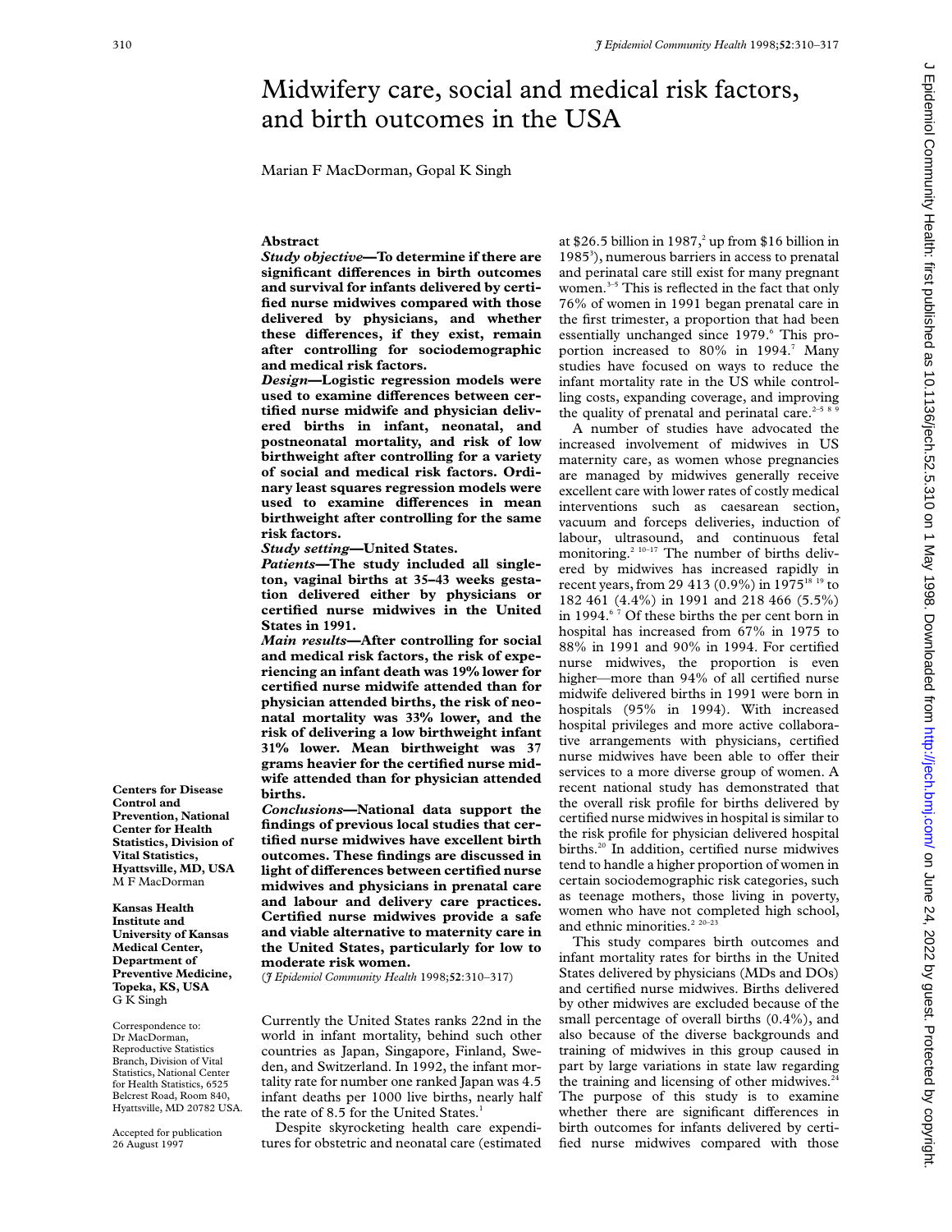# Midwifery care, social and medical risk factors, and birth outcomes in the USA

Marian F MacDorman, Gopal K Singh

Centers for Disease Control and Prevention, National Center for Health Statistics, Division of Vital Statistics, Hyattsville, MD, USA
M F MacDorman

Kansas Health Institute and University of Kansas Medical Center, Department of Preventive Medicine, Topeka, KS, USA
G K Singh

Correspondence to: Dr MacDorman, Reproductive Statistics Branch, Division of Vital Statistics, National Center for Health Statistics, 6525 Belcrest Road, Room 840, Hyattsville, MD 20782 USA.

Accepted for publication 26 August 1997

## Abstract

***Study objective*—To determine if there are significant differences in birth outcomes and survival for infants delivered by certified nurse midwives compared with those delivered by physicians, and whether these differences, if they exist, remain after controlling for sociodemographic and medical risk factors.**

***Design*—Logistic regression models were used to examine differences between certified nurse midwife and physician delivered births in infant, neonatal, and postneonatal mortality, and risk of low birthweight after controlling for a variety of social and medical risk factors. Ordinary least squares regression models were used to examine differences in mean birthweight after controlling for the same risk factors.**

***Study setting*—United States.**

***Patients*—The study included all singleton, vaginal births at 35–43 weeks gestation delivered either by physicians or certified nurse midwives in the United States in 1991.**

***Main results*—After controlling for social and medical risk factors, the risk of experiencing an infant death was 19% lower for certified nurse midwife attended than for physician attended births, the risk of neonatal mortality was 33% lower, and the risk of delivering a low birthweight infant 31% lower. Mean birthweight was 37 grams heavier for the certified nurse midwife attended than for physician attended births.**

***Conclusions*—National data support the findings of previous local studies that certified nurse midwives have excellent birth outcomes. These findings are discussed in light of differences between certified nurse midwives and physicians in prenatal care and labour and delivery care practices. Certified nurse midwives provide a safe and viable alternative to maternity care in the United States, particularly for low to moderate risk women.**

(*J Epidemiol Community Health* 1998;**52**:310–317)

Currently the United States ranks 22nd in the world in infant mortality, behind such other countries as Japan, Singapore, Finland, Sweden, and Switzerland. In 1992, the infant mortality rate for number one ranked Japan was 4.5 infant deaths per 1000 live births, nearly half the rate of 8.5 for the United States.[1]

Despite skyrocketing health care expenditures for obstetric and neonatal care (estimated at \$26.5 billion in 1987,[2] up from \$16 billion in 1985[3]), numerous barriers in access to prenatal and perinatal care still exist for many pregnant women.[3–5] This is reflected in the fact that only 76% of women in 1991 began prenatal care in the first trimester, a proportion that had been essentially unchanged since 1979.[6] This proportion increased to 80% in 1994.[7] Many studies have focused on ways to reduce the infant mortality rate in the US while controlling costs, expanding coverage, and improving the quality of prenatal and perinatal care.[2–5 8 9]

A number of studies have advocated the increased involvement of midwives in US maternity care, as women whose pregnancies are managed by midwives generally receive excellent care with lower rates of costly medical interventions such as caesarean section, vacuum and forceps deliveries, induction of labour, ultrasound, and continuous fetal monitoring.[2 10–17] The number of births delivered by midwives has increased rapidly in recent years, from 29 413 (0.9%) in 1975[18 19] to 182 461 (4.4%) in 1991 and 218 466 (5.5%) in 1994.[6 7] Of these births the per cent born in hospital has increased from 67% in 1975 to 88% in 1991 and 90% in 1994. For certified nurse midwives, the proportion is even higher—more than 94% of all certified nurse midwife delivered births in 1991 were born in hospitals (95% in 1994). With increased hospital privileges and more active collaborative arrangements with physicians, certified nurse midwives have been able to offer their services to a more diverse group of women. A recent national study has demonstrated that the overall risk profile for births delivered by certified nurse midwives in hospital is similar to the risk profile for physician delivered hospital births.[20] In addition, certified nurse midwives tend to handle a higher proportion of women in certain sociodemographic risk categories, such as teenage mothers, those living in poverty, women who have not completed high school, and ethnic minorities.[2 20–23]

This study compares birth outcomes and infant mortality rates for births in the United States delivered by physicians (MDs and DOs) and certified nurse midwives. Births delivered by other midwives are excluded because of the small percentage of overall births (0.4%), and also because of the diverse backgrounds and training of midwives in this group caused in part by large variations in state law regarding the training and licensing of other midwives.[24] The purpose of this study is to examine whether there are significant differences in birth outcomes for infants delivered by certified nurse midwives compared with those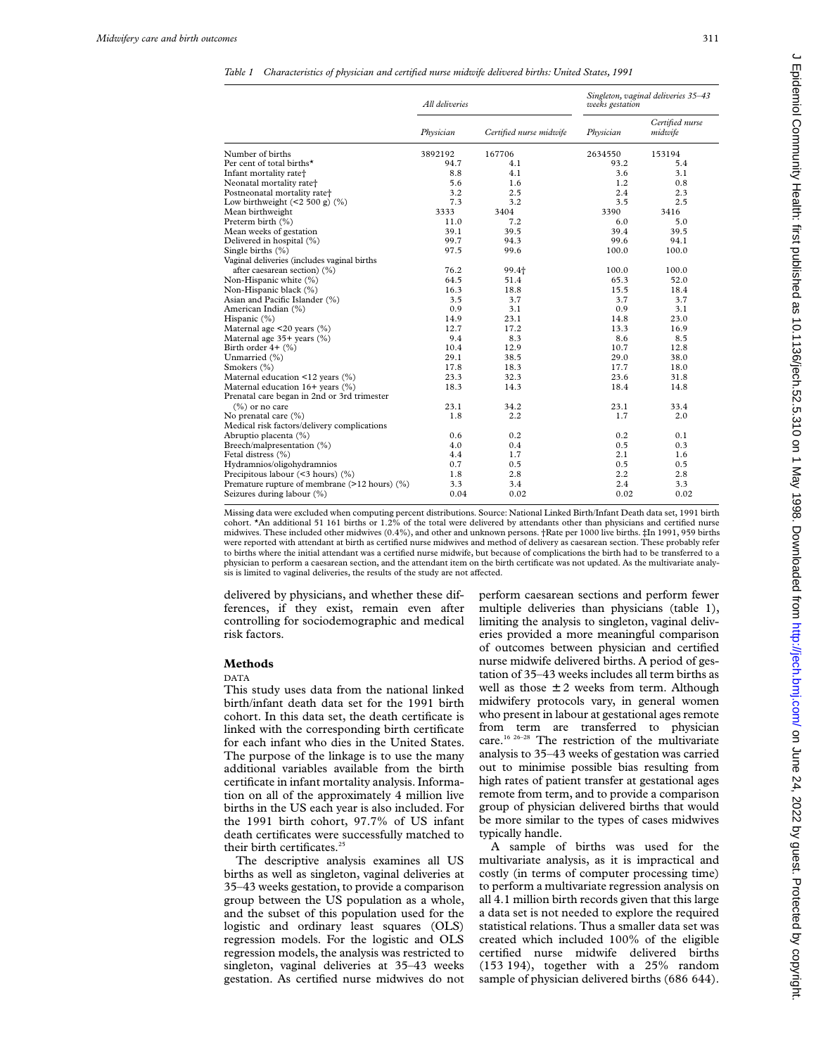*Table 1 Characteristics of physician and certified nurse midwife delivered births: United States, 1991*

| | All deliveries | | Singleton, vaginal deliveries 35–43 weeks gestation | |
|---|---|---|---|---|
| | Physician | Certified nurse midwife | Physician | Certified nurse midwife |
| Number of births | 3892192 | 167706 | 2634550 | 153194 |
| Per cent of total births* | 94.7 | 4.1 | 93.2 | 5.4 |
| Infant mortality rate† | 8.8 | 4.1 | 3.6 | 3.1 |
| Neonatal mortality rate† | 5.6 | 1.6 | 1.2 | 0.8 |
| Postneonatal mortality rate† | 3.2 | 2.5 | 2.4 | 2.3 |
| Low birthweight (<2 500 g) (%) | 7.3 | 3.2 | 3.5 | 2.5 |
| Mean birthweight | 3333 | 3404 | 3390 | 3416 |
| Preterm birth (%) | 11.0 | 7.2 | 6.0 | 5.0 |
| Mean weeks of gestation | 39.1 | 39.5 | 39.4 | 39.5 |
| Delivered in hospital (%) | 99.7 | 94.3 | 99.6 | 94.1 |
| Single births (%) | 97.5 | 99.6 | 100.0 | 100.0 |
| Vaginal deliveries (includes vaginal births after caesarean section) (%) | 76.2 | 99.4‡ | 100.0 | 100.0 |
| Non-Hispanic white (%) | 64.5 | 51.4 | 65.3 | 52.0 |
| Non-Hispanic black (%) | 16.3 | 18.8 | 15.5 | 18.4 |
| Asian and Pacific Islander (%) | 3.5 | 3.7 | 3.7 | 3.7 |
| American Indian (%) | 0.9 | 3.1 | 0.9 | 3.1 |
| Hispanic (%) | 14.9 | 23.1 | 14.8 | 23.0 |
| Maternal age <20 years (%) | 12.7 | 17.2 | 13.3 | 16.9 |
| Maternal age 35+ years (%) | 9.4 | 8.3 | 8.6 | 8.5 |
| Birth order 4+ (%) | 10.4 | 12.9 | 10.7 | 12.8 |
| Unmarried (%) | 29.1 | 38.5 | 29.0 | 38.0 |
| Smokers (%) | 17.8 | 18.3 | 17.7 | 18.0 |
| Maternal education <12 years (%) | 23.3 | 32.3 | 23.6 | 31.8 |
| Maternal education 16+ years (%) | 18.3 | 14.3 | 18.4 | 14.8 |
| Prenatal care began in 2nd or 3rd trimester (%) or no care | 23.1 | 34.2 | 23.1 | 33.4 |
| No prenatal care (%) | 1.8 | 2.2 | 1.7 | 2.0 |
| Medical risk factors/delivery complications | | | | |
| Abruptio placenta (%) | 0.6 | 0.2 | 0.2 | 0.1 |
| Breech/malpresentation (%) | 4.0 | 0.4 | 0.5 | 0.3 |
| Fetal distress (%) | 4.4 | 1.7 | 2.1 | 1.6 |
| Hydramnios/oligohydramnios | 0.7 | 0.5 | 0.5 | 0.5 |
| Precipitous labour (<3 hours) (%) | 1.8 | 2.8 | 2.2 | 2.8 |
| Premature rupture of membrane (>12 hours) (%) | 3.3 | 3.4 | 2.4 | 3.3 |
| Seizures during labour (%) | 0.04 | 0.02 | 0.02 | 0.02 |

Missing data were excluded when computing percent distributions. Source: National Linked Birth/Infant Death data set, 1991 birth cohort. *An additional 51 161 births or 1.2% of the total were delivered by attendants other than physicians and certified nurse midwives. These included other midwives (0.4%), and other and unknown persons. †Rate per 1000 live births. ‡In 1991, 959 births were reported with attendant at birth as certified nurse midwives and method of delivery as caesarean section. These probably refer to births where the initial attendant was a certified nurse midwife, but because of complications the birth had to be transferred to a physician to perform a caesarean section, and the attendant item on the birth certificate was not updated. As the multivariate analysis is limited to vaginal deliveries, the results of the study are not affected.

delivered by physicians, and whether these differences, if they exist, remain even after controlling for sociodemographic and medical risk factors.

## Methods

### DATA

This study uses data from the national linked birth/infant death data set for the 1991 birth cohort. In this data set, the death certificate is linked with the corresponding birth certificate for each infant who dies in the United States. The purpose of the linkage is to use the many additional variables available from the birth certificate in infant mortality analysis. Information on all of the approximately 4 million live births in the US each year is also included. For the 1991 birth cohort, 97.7% of US infant death certificates were successfully matched to their birth certificates.[25]

The descriptive analysis examines all US births as well as singleton, vaginal deliveries at 35–43 weeks gestation, to provide a comparison group between the US population as a whole, and the subset of this population used for the logistic and ordinary least squares (OLS) regression models. For the logistic and OLS regression models, the analysis was restricted to singleton, vaginal deliveries at 35–43 weeks gestation. As certified nurse midwives do not perform caesarean sections and perform fewer multiple deliveries than physicians (table 1), limiting the analysis to singleton, vaginal deliveries provided a more meaningful comparison of outcomes between physician and certified nurse midwife delivered births. A period of gestation of 35–43 weeks includes all term births as well as those ± 2 weeks from term. Although midwifery protocols vary, in general women who present in labour at gestational ages remote from term are transferred to physician care.[16 26–28] The restriction of the multivariate analysis to 35–43 weeks of gestation was carried out to minimise possible bias resulting from high rates of patient transfer at gestational ages remote from term, and to provide a comparison group of physician delivered births that would be more similar to the types of cases midwives typically handle.

A sample of births was used for the multivariate analysis, as it is impractical and costly (in terms of computer processing time) to perform a multivariate regression analysis on all 4.1 million birth records given that this large a data set is not needed to explore the required statistical relations. Thus a smaller data set was created which included 100% of the eligible certified nurse midwife delivered births (153 194), together with a 25% random sample of physician delivered births (686 644).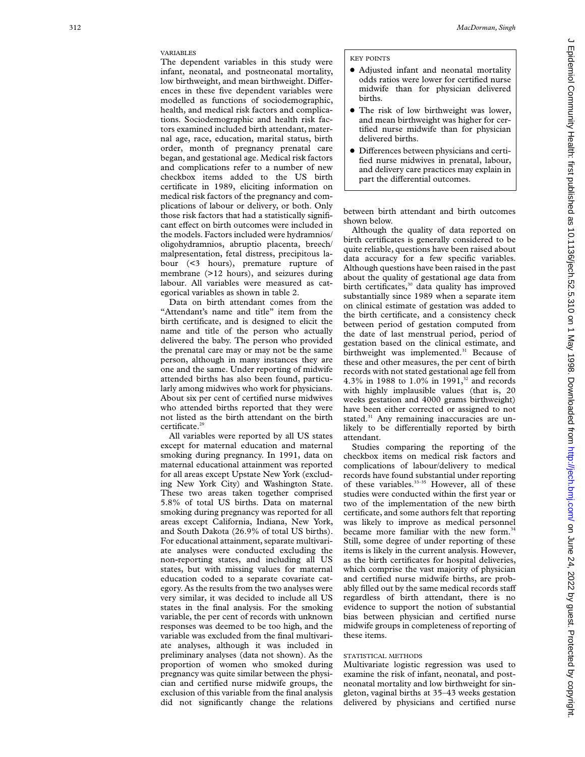### VARIABLES

The dependent variables in this study were infant, neonatal, and postneonatal mortality, low birthweight, and mean birthweight. Differences in these five dependent variables were modelled as functions of sociodemographic, health, and medical risk factors and complications. Sociodemographic and health risk factors examined included birth attendant, maternal age, race, education, marital status, birth order, month of pregnancy prenatal care began, and gestational age. Medical risk factors and complications refer to a number of new checkbox items added to the US birth certificate in 1989, eliciting information on medical risk factors of the pregnancy and complications of labour or delivery, or both. Only those risk factors that had a statistically significant effect on birth outcomes were included in the models. Factors included were hydramnios/oligohydramnios, abruptio placenta, breech/malpresentation, fetal distress, precipitous labour (<3 hours), premature rupture of membrane (>12 hours), and seizures during labour. All variables were measured as categorical variables as shown in table 2.

Data on birth attendant comes from the "Attendant's name and title" item from the birth certificate, and is designed to elicit the name and title of the person who actually delivered the baby. The person who provided the prenatal care may or may not be the same person, although in many instances they are one and the same. Under reporting of midwife attended births has also been found, particularly among midwives who work for physicians. About six per cent of certified nurse midwives who attended births reported that they were not listed as the birth attendant on the birth certificate.[29]

All variables were reported by all US states except for maternal education and maternal smoking during pregnancy. In 1991, data on maternal educational attainment was reported for all areas except Upstate New York (excluding New York City) and Washington State. These two areas taken together comprised 5.8% of total US births. Data on maternal smoking during pregnancy was reported for all areas except California, Indiana, New York, and South Dakota (26.9% of total US births). For educational attainment, separate multivariate analyses were conducted excluding the non-reporting states, and including all US states, but with missing values for maternal education coded to a separate covariate category. As the results from the two analyses were very similar, it was decided to include all US states in the final analysis. For the smoking variable, the per cent of records with unknown responses was deemed to be too high, and the variable was excluded from the final multivariate analyses, although it was included in preliminary analyses (data not shown). As the proportion of women who smoked during pregnancy was quite similar between the physician and certified nurse midwife groups, the exclusion of this variable from the final analysis did not significantly change the relations between birth attendant and birth outcomes shown below.

> **KEY POINTS**
>
> - Adjusted infant and neonatal mortality odds ratios were lower for certified nurse midwife than for physician delivered births.
> - The risk of low birthweight was lower, and mean birthweight was higher for certified nurse midwife than for physician delivered births.
> - Differences between physicians and certified nurse midwives in prenatal, labour, and delivery care practices may explain in part the differential outcomes.

Although the quality of data reported on birth certificates is generally considered to be quite reliable, questions have been raised about data accuracy for a few specific variables. Although questions have been raised in the past about the quality of gestational age data from birth certificates,[30] data quality has improved substantially since 1989 when a separate item on clinical estimate of gestation was added to the birth certificate, and a consistency check between period of gestation computed from the date of last menstrual period, period of gestation based on the clinical estimate, and birthweight was implemented.[31] Because of these and other measures, the per cent of birth records with not stated gestational age fell from 4.3% in 1988 to 1.0% in 1991,[32] and records with highly implausible values (that is, 20 weeks gestation and 4000 grams birthweight) have been either corrected or assigned to not stated.[31] Any remaining inaccuracies are unlikely to be differentially reported by birth attendant.

Studies comparing the reporting of the checkbox items on medical risk factors and complications of labour/delivery to medical records have found substantial under reporting of these variables.[33–35] However, all of these studies were conducted within the first year or two of the implementation of the new birth certificate, and some authors felt that reporting was likely to improve as medical personnel became more familiar with the new form.[34] Still, some degree of under reporting of these items is likely in the current analysis. However, as the birth certificates for hospital deliveries, which comprise the vast majority of physician and certified nurse midwife births, are probably filled out by the same medical records staff regardless of birth attendant, there is no evidence to support the notion of substantial bias between physician and certified nurse midwife groups in completeness of reporting of these items.

### STATISTICAL METHODS

Multivariate logistic regression was used to examine the risk of infant, neonatal, and postneonatal mortality and low birthweight for singleton, vaginal births at 35–43 weeks gestation delivered by physicians and certified nurse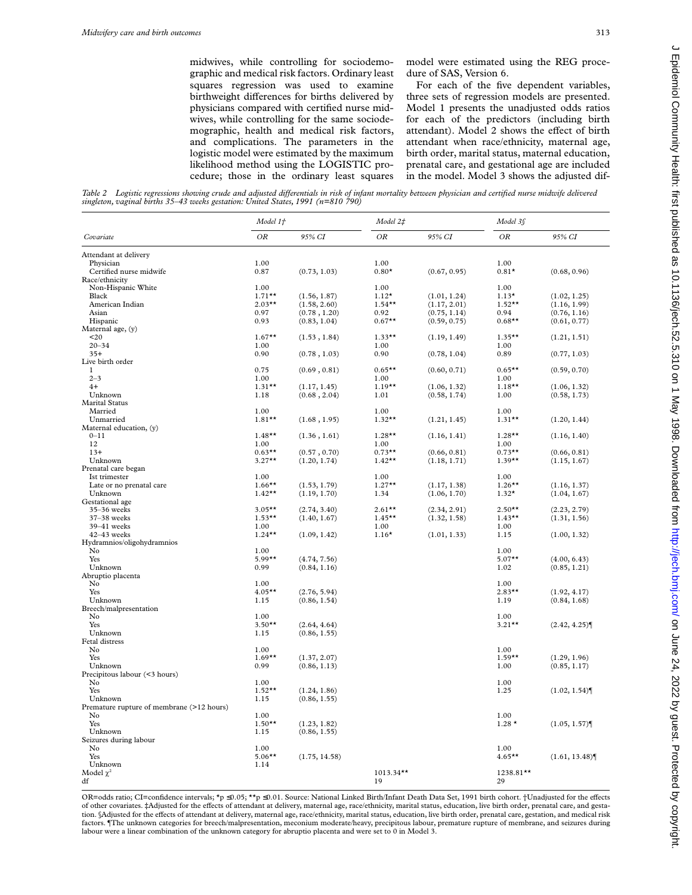midwives, while controlling for sociodemographic and medical risk factors. Ordinary least squares regression was used to examine birthweight differences for births delivered by physicians compared with certified nurse midwives, while controlling for the same sociodemographic, health and medical risk factors, and complications. The parameters in the logistic model were estimated by the maximum likelihood method using the LOGISTIC procedure; those in the ordinary least squares model were estimated using the REG procedure of SAS, Version 6.

For each of the five dependent variables, three sets of regression models are presented. Model 1 presents the unadjusted odds ratios for each of the predictors (including birth attendant). Model 2 shows the effect of birth attendant when race/ethnicity, maternal age, birth order, marital status, maternal education, prenatal care, and gestational age are included in the model. Model 3 shows the adjusted dif-

*Table 2 Logistic regressions showing crude and adjusted differentials in risk of infant mortality between physician and certified nurse midwife delivered singleton, vaginal births 35–43 weeks gestation: United States, 1991 (n=810 790)*

| Covariate | Model 1† | | Model 2‡ | | Model 3§ | |
|---|---|---|---|---|---|---|
| | OR | 95% CI | OR | 95% CI | OR | 95% CI |
| Attendant at delivery | | | | | | |
| Physician | 1.00 | | 1.00 | | 1.00 | |
| Certified nurse midwife | 0.87 | (0.73, 1.03) | 0.80* | (0.67, 0.95) | 0.81* | (0.68, 0.96) |
| Race/ethnicity | | | | | | |
| Non-Hispanic White | 1.00 | | 1.00 | | 1.00 | |
| Black | 1.71** | (1.56, 1.87) | 1.12* | (1.01, 1.24) | 1.13* | (1.02, 1.25) |
| American Indian | 2.03** | (1.58, 2.60) | 1.54** | (1.17, 2.01) | 1.52** | (1.16, 1.99) |
| Asian | 0.97 | (0.78 , 1.20) | 0.92 | (0.75, 1.14) | 0.94 | (0.76, 1.16) |
| Hispanic | 0.93 | (0.83, 1.04) | 0.67** | (0.59, 0.75) | 0.68** | (0.61, 0.77) |
| Maternal age, (y) | | | | | | |
| <20 | 1.67** | (1.53 , 1.84) | 1.33** | (1.19, 1.49) | 1.35** | (1.21, 1.51) |
| 20–34 | 1.00 | | 1.00 | | 1.00 | |
| 35+ | 0.90 | (0.78 , 1.03) | 0.90 | (0.78, 1.04) | 0.89 | (0.77, 1.03) |
| Live birth order | | | | | | |
| 1 | 0.75 | (0.69 , 0.81) | 0.65** | (0.60, 0.71) | 0.65** | (0.59, 0.70) |
| 2–3 | 1.00 | | 1.00 | | 1.00 | |
| 4+ | 1.31** | (1.17, 1.45) | 1.19** | (1.06, 1.32) | 1.18** | (1.06, 1.32) |
| Unknown | 1.18 | (0.68 , 2.04) | 1.01 | (0.58, 1.74) | 1.00 | (0.58, 1.73) |
| Marital Status | | | | | | |
| Married | 1.00 | | 1.00 | | 1.00 | |
| Unmarried | 1.81** | (1.68 , 1.95) | 1.32** | (1.21, 1.45) | 1.31** | (1.20, 1.44) |
| Maternal education, (y) | | | | | | |
| 0–11 | 1.48** | (1.36 , 1.61) | 1.28** | (1.16, 1.41) | 1.28** | (1.16, 1.40) |
| 12 | 1.00 | | 1.00 | | 1.00 | |
| 13+ | 0.63** | (0.57 , 0.70) | 0.73** | (0.66, 0.81) | 0.73** | (0.66, 0.81) |
| Unknown | 3.27** | (1.20, 1.74) | 1.42** | (1.18, 1.71) | 1.39** | (1.15, 1.67) |
| Prenatal care began | | | | | | |
| Ist trimester | 1.00 | | 1.00 | | 1.00 | |
| Late or no prenatal care | 1.66** | (1.53, 1.79) | 1.27** | (1.17, 1.38) | 1.26** | (1.16, 1.37) |
| Unknown | 1.42** | (1.19, 1.70) | 1.34 | (1.06, 1.70) | 1.32* | (1.04, 1.67) |
| Gestational age | | | | | | |
| 35–36 weeks | 3.05** | (2.74, 3.40) | 2.61** | (2.34, 2.91) | 2.50** | (2.23, 2.79) |
| 37–38 weeks | 1.53** | (1.40, 1.67) | 1.45** | (1.32, 1.58) | 1.43** | (1.31, 1.56) |
| 39–41 weeks | 1.00 | | 1.00 | | 1.00 | |
| 42–43 weeks | 1.24** | (1.09, 1.42) | 1.16* | (1.01, 1.33) | 1.15 | (1.00, 1.32) |
| Hydramnios/oligohydramnios | | | | | | |
| No | 1.00 | | | | 1.00 | |
| Yes | 5.99** | (4.74, 7.56) | | | 5.07** | (4.00, 6.43) |
| Unknown | 0.99 | (0.84, 1.16) | | | 1.02 | (0.85, 1.21) |
| Abruptio placenta | | | | | | |
| No | 1.00 | | | | 1.00 | |
| Yes | 4.05** | (2.76, 5.94) | | | 2.83** | (1.92, 4.17) |
| Unknown | 1.15 | (0.86, 1.54) | | | 1.19 | (0.84, 1.68) |
| Breech/malpresentation | | | | | | |
| No | 1.00 | | | | 1.00 | |
| Yes | 3.50** | (2.64, 4.64) | | | 3.21** | (2.42, 4.25)¶ |
| Unknown | 1.15 | (0.86, 1.55) | | | | |
| Fetal distress | | | | | | |
| No | 1.00 | | | | 1.00 | |
| Yes | 1.69** | (1.37, 2.07) | | | 1.59** | (1.29, 1.96) |
| Unknown | 0.99 | (0.86, 1.13) | | | 1.00 | (0.85, 1.17) |
| Precipitous labour (<3 hours) | | | | | | |
| No | 1.00 | | | | 1.00 | |
| Yes | 1.52** | (1.24, 1.86) | | | 1.25 | (1.02, 1.54)¶ |
| Unknown | 1.15 | (0.86, 1.55) | | | | |
| Premature rupture of membrane (>12 hours) | | | | | | |
| No | 1.00 | | | | 1.00 | |
| Yes | 1.50** | (1.23, 1.82) | | | 1.28 * | (1.05, 1.57)¶ |
| Unknown | 1.15 | (0.86, 1.55) | | | | |
| Seizures during labour | | | | | | |
| No | 1.00 | | | | 1.00 | |
| Yes | 5.06** | (1.75, 14.58) | | | 4.65** | (1.61, 13.48)¶ |
| Unknown | 1.14 | | | | | |
| Model $\chi^2$ | | | 1013.34** | | 1238.81** | |
| df | | | 19 | | 29 | |

OR=odds ratio; CI=confidence intervals; *p ≤0.05; **p ≤0.01. Source: National Linked Birth/Infant Death Data Set, 1991 birth cohort. †Unadjusted for the effects of other covariates. ‡Adjusted for the effects of attendant at delivery, maternal age, race/ethnicity, marital status, education, live birth order, prenatal care, and gestation. §Adjusted for the effects of attendant at delivery, maternal age, race/ethnicity, marital status, education, live birth order, prenatal care, gestation, and medical risk factors. ¶The unknown categories for breech/malpresentation, meconium moderate/heavy, precipitous labour, premature rupture of membrane, and seizures during labour were a linear combination of the unknown category for abruptio placenta and were set to 0 in Model 3.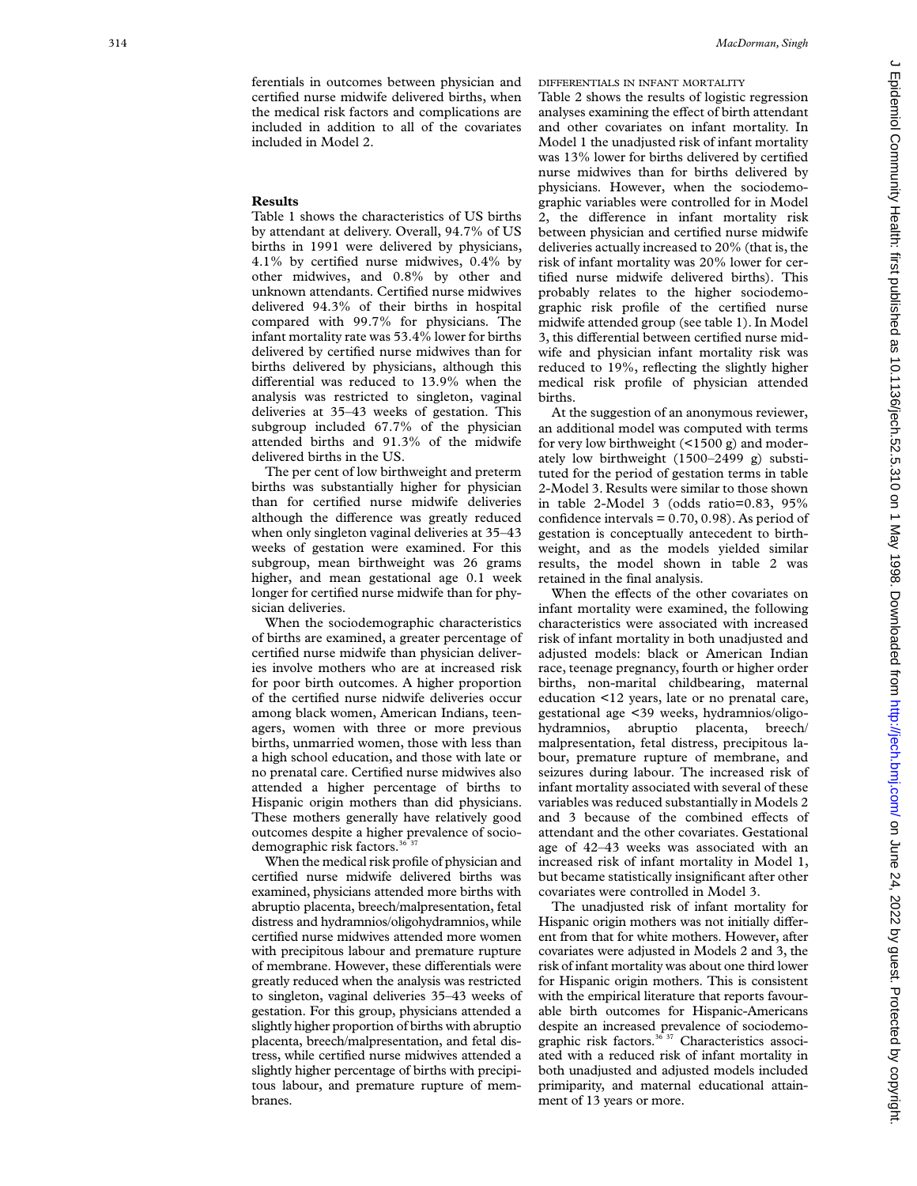ferentials in outcomes between physician and certified nurse midwife delivered births, when the medical risk factors and complications are included in addition to all of the covariates included in Model 2.

## Results

Table 1 shows the characteristics of US births by attendant at delivery. Overall, 94.7% of US births in 1991 were delivered by physicians, 4.1% by certified nurse midwives, 0.4% by other midwives, and 0.8% by other and unknown attendants. Certified nurse midwives delivered 94.3% of their births in hospital compared with 99.7% for physicians. The infant mortality rate was 53.4% lower for births delivered by certified nurse midwives than for births delivered by physicians, although this differential was reduced to 13.9% when the analysis was restricted to singleton, vaginal deliveries at 35–43 weeks of gestation. This subgroup included 67.7% of the physician attended births and 91.3% of the midwife delivered births in the US.

The per cent of low birthweight and preterm births was substantially higher for physician than for certified nurse midwife deliveries although the difference was greatly reduced when only singleton vaginal deliveries at 35–43 weeks of gestation were examined. For this subgroup, mean birthweight was 26 grams higher, and mean gestational age 0.1 week longer for certified nurse midwife than for physician deliveries.

When the sociodemographic characteristics of births are examined, a greater percentage of certified nurse midwife than physician deliveries involve mothers who are at increased risk for poor birth outcomes. A higher proportion of the certified nurse nidwife deliveries occur among black women, American Indians, teenagers, women with three or more previous births, unmarried women, those with less than a high school education, and those with late or no prenatal care. Certified nurse midwives also attended a higher percentage of births to Hispanic origin mothers than did physicians. These mothers generally have relatively good outcomes despite a higher prevalence of sociodemographic risk factors.[36 37]

When the medical risk profile of physician and certified nurse midwife delivered births was examined, physicians attended more births with abruptio placenta, breech/malpresentation, fetal distress and hydramnios/oligohydramnios, while certified nurse midwives attended more women with precipitous labour and premature rupture of membrane. However, these differentials were greatly reduced when the analysis was restricted to singleton, vaginal deliveries 35–43 weeks of gestation. For this group, physicians attended a slightly higher proportion of births with abruptio placenta, breech/malpresentation, and fetal distress, while certified nurse midwives attended a slightly higher percentage of births with precipitous labour, and premature rupture of membranes.

### DIFFERENTIALS IN INFANT MORTALITY

Table 2 shows the results of logistic regression analyses examining the effect of birth attendant and other covariates on infant mortality. In Model 1 the unadjusted risk of infant mortality was 13% lower for births delivered by certified nurse midwives than for births delivered by physicians. However, when the sociodemographic variables were controlled for in Model 2, the difference in infant mortality risk between physician and certified nurse midwife deliveries actually increased to 20% (that is, the risk of infant mortality was 20% lower for certified nurse midwife delivered births). This probably relates to the higher sociodemographic risk profile of the certified nurse midwife attended group (see table 1). In Model 3, this differential between certified nurse midwife and physician infant mortality risk was reduced to 19%, reflecting the slightly higher medical risk profile of physician attended births.

At the suggestion of an anonymous reviewer, an additional model was computed with terms for very low birthweight (<1500 g) and moderately low birthweight (1500–2499 g) substituted for the period of gestation terms in table 2-Model 3. Results were similar to those shown in table 2-Model 3 (odds ratio=0.83, 95% confidence intervals = 0.70, 0.98). As period of gestation is conceptually antecedent to birthweight, and as the models yielded similar results, the model shown in table 2 was retained in the final analysis.

When the effects of the other covariates on infant mortality were examined, the following characteristics were associated with increased risk of infant mortality in both unadjusted and adjusted models: black or American Indian race, teenage pregnancy, fourth or higher order births, non-marital childbearing, maternal education <12 years, late or no prenatal care, gestational age <39 weeks, hydramnios/oligohydramnios, abruptio placenta, breech/malpresentation, fetal distress, precipitous labour, premature rupture of membrane, and seizures during labour. The increased risk of infant mortality associated with several of these variables was reduced substantially in Models 2 and 3 because of the combined effects of attendant and the other covariates. Gestational age of 42–43 weeks was associated with an increased risk of infant mortality in Model 1, but became statistically insignificant after other covariates were controlled in Model 3.

The unadjusted risk of infant mortality for Hispanic origin mothers was not initially different from that for white mothers. However, after covariates were adjusted in Models 2 and 3, the risk of infant mortality was about one third lower for Hispanic origin mothers. This is consistent with the empirical literature that reports favourable birth outcomes for Hispanic-Americans despite an increased prevalence of sociodemographic risk factors.[36 37] Characteristics associated with a reduced risk of infant mortality in both unadjusted and adjusted models included primiparity, and maternal educational attainment of 13 years or more.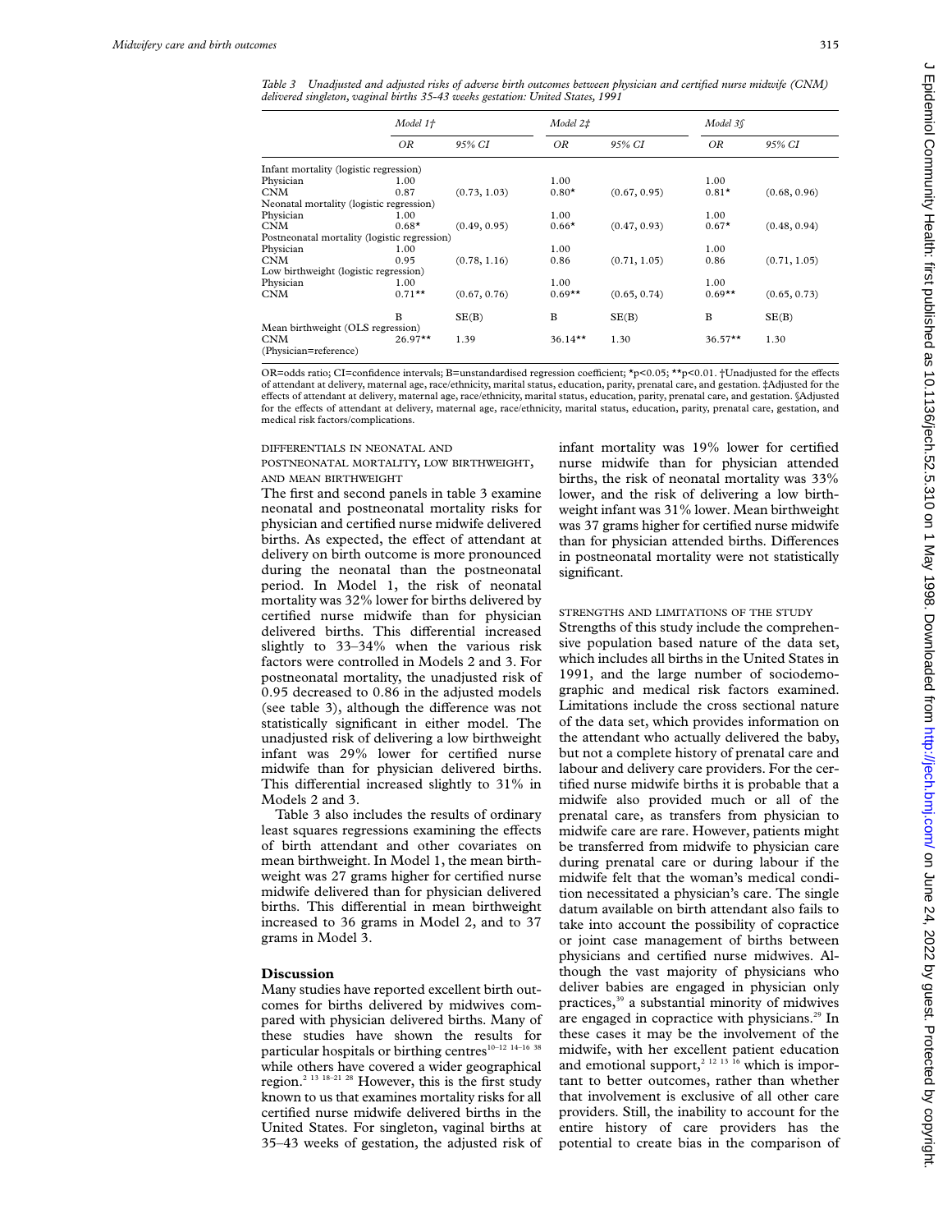*Table 3 Unadjusted and adjusted risks of adverse birth outcomes between physician and certified nurse midwife (CNM) delivered singleton, vaginal births 35-43 weeks gestation: United States, 1991*

| | Model 1† | | Model 2‡ | | Model 3§ | |
|---|---|---|---|---|---|---|
| | OR | 95% CI | OR | 95% CI | OR | 95% CI |
| Infant mortality (logistic regression) | | | | | | |
| Physician | 1.00 | | 1.00 | | 1.00 | |
| CNM | 0.87 | (0.73, 1.03) | 0.80* | (0.67, 0.95) | 0.81* | (0.68, 0.96) |
| Neonatal mortality (logistic regression) | | | | | | |
| Physician | 1.00 | | 1.00 | | 1.00 | |
| CNM | 0.68* | (0.49, 0.95) | 0.66* | (0.47, 0.93) | 0.67* | (0.48, 0.94) |
| Postneonatal mortality (logistic regression) | | | | | | |
| Physician | 1.00 | | 1.00 | | 1.00 | |
| CNM | 0.95 | (0.78, 1.16) | 0.86 | (0.71, 1.05) | 0.86 | (0.71, 1.05) |
| Low birthweight (logistic regression) | | | | | | |
| Physician | 1.00 | | 1.00 | | 1.00 | |
| CNM | 0.71** | (0.67, 0.76) | 0.69** | (0.65, 0.74) | 0.69** | (0.65, 0.73) |
| | B | SE(B) | B | SE(B) | B | SE(B) |
| Mean birthweight (OLS regression) | | | | | | |
| CNM (Physician=reference) | 26.97** | 1.39 | 36.14** | 1.30 | 36.57** | 1.30 |

OR=odds ratio; CI=confidence intervals; B=unstandardised regression coefficient; *p<0.05; **p<0.01. †Unadjusted for the effects of attendant at delivery, maternal age, race/ethnicity, marital status, education, parity, prenatal care, and gestation. ‡Adjusted for the effects of attendant at delivery, maternal age, race/ethnicity, marital status, education, parity, prenatal care, and gestation. §Adjusted for the effects of attendant at delivery, maternal age, race/ethnicity, marital status, education, parity, prenatal care, gestation, and medical risk factors/complications.

#### DIFFERENTIALS IN NEONATAL AND POSTNEONATAL MORTALITY, LOW BIRTHWEIGHT, AND MEAN BIRTHWEIGHT

The first and second panels in table 3 examine neonatal and postneonatal mortality risks for physician and certified nurse midwife delivered births. As expected, the effect of attendant at delivery on birth outcome is more pronounced during the neonatal than the postneonatal period. In Model 1, the risk of neonatal mortality was 32% lower for births delivered by certified nurse midwife than for physician delivered births. This differential increased slightly to 33–34% when the various risk factors were controlled in Models 2 and 3. For postneonatal mortality, the unadjusted risk of 0.95 decreased to 0.86 in the adjusted models (see table 3), although the difference was not statistically significant in either model. The unadjusted risk of delivering a low birthweight infant was 29% lower for certified nurse midwife than for physician delivered births. This differential increased slightly to 31% in Models 2 and 3.

Table 3 also includes the results of ordinary least squares regressions examining the effects of birth attendant and other covariates on mean birthweight. In Model 1, the mean birthweight was 27 grams higher for certified nurse midwife delivered than for physician delivered births. This differential in mean birthweight increased to 36 grams in Model 2, and to 37 grams in Model 3.

## Discussion

Many studies have reported excellent birth outcomes for births delivered by midwives compared with physician delivered births. Many of these studies have shown the results for particular hospitals or birthing centres[10–12 14–16 38] while others have covered a wider geographical region.[2 13 18–21 28] However, this is the first study known to us that examines mortality risks for all certified nurse midwife delivered births in the United States. For singleton, vaginal births at 35–43 weeks of gestation, the adjusted risk of infant mortality was 19% lower for certified nurse midwife than for physician attended births, the risk of neonatal mortality was 33% lower, and the risk of delivering a low birthweight infant was 31% lower. Mean birthweight was 37 grams higher for certified nurse midwife than for physician attended births. Differences in postneonatal mortality were not statistically significant.

#### STRENGTHS AND LIMITATIONS OF THE STUDY

Strengths of this study include the comprehensive population based nature of the data set, which includes all births in the United States in 1991, and the large number of sociodemographic and medical risk factors examined. Limitations include the cross sectional nature of the data set, which provides information on the attendant who actually delivered the baby, but not a complete history of prenatal care and labour and delivery care providers. For the certified nurse midwife births it is probable that a midwife also provided much or all of the prenatal care, as transfers from physician to midwife care are rare. However, patients might be transferred from midwife to physician care during prenatal care or during labour if the midwife felt that the woman's medical condition necessitated a physician's care. The single datum available on birth attendant also fails to take into account the possibility of copractice or joint case management of births between physicians and certified nurse midwives. Although the vast majority of physicians who deliver babies are engaged in physician only practices,[39] a substantial minority of midwives are engaged in copractice with physicians.[29] In these cases it may be the involvement of the midwife, with her excellent patient education and emotional support,[2 12 13 16] which is important to better outcomes, rather than whether that involvement is exclusive of all other care providers. Still, the inability to account for the entire history of care providers has the potential to create bias in the comparison of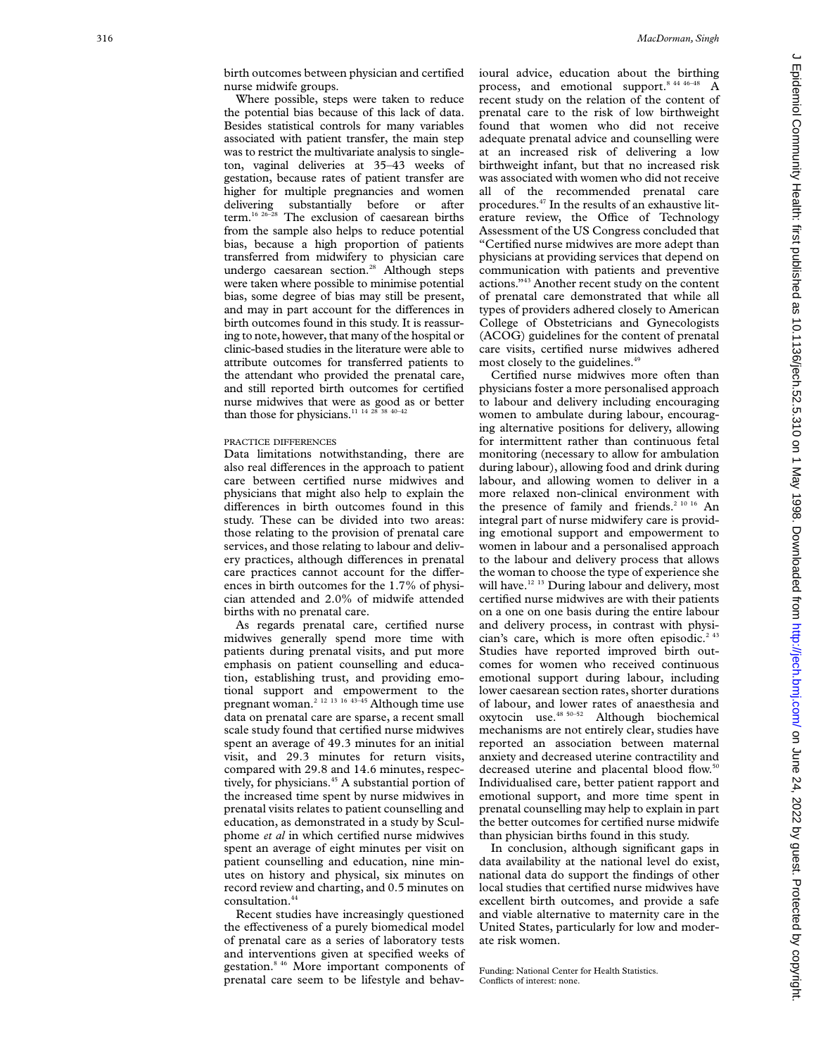birth outcomes between physician and certified nurse midwife groups.

Where possible, steps were taken to reduce the potential bias because of this lack of data. Besides statistical controls for many variables associated with patient transfer, the main step was to restrict the multivariate analysis to singleton, vaginal deliveries at 35–43 weeks of gestation, because rates of patient transfer are higher for multiple pregnancies and women delivering substantially before or after term.[16 26–28] The exclusion of caesarean births from the sample also helps to reduce potential bias, because a high proportion of patients transferred from midwifery to physician care undergo caesarean section.[28] Although steps were taken where possible to minimise potential bias, some degree of bias may still be present, and may in part account for the differences in birth outcomes found in this study. It is reassuring to note, however, that many of the hospital or clinic-based studies in the literature were able to attribute outcomes for transferred patients to the attendant who provided the prenatal care, and still reported birth outcomes for certified nurse midwives that were as good as or better than those for physicians.[11 14 28 38 40–42]

#### PRACTICE DIFFERENCES

Data limitations notwithstanding, there are also real differences in the approach to patient care between certified nurse midwives and physicians that might also help to explain the differences in birth outcomes found in this study. These can be divided into two areas: those relating to the provision of prenatal care services, and those relating to labour and delivery practices, although differences in prenatal care practices cannot account for the differences in birth outcomes for the 1.7% of physician attended and 2.0% of midwife attended births with no prenatal care.

As regards prenatal care, certified nurse midwives generally spend more time with patients during prenatal visits, and put more emphasis on patient counselling and education, establishing trust, and providing emotional support and empowerment to the pregnant woman.[2 12 13 16 43–45] Although time use data on prenatal care are sparse, a recent small scale study found that certified nurse midwives spent an average of 49.3 minutes for an initial visit, and 29.3 minutes for return visits, compared with 29.8 and 14.6 minutes, respectively, for physicians.[45] A substantial portion of the increased time spent by nurse midwives in prenatal visits relates to patient counselling and education, as demonstrated in a study by Sculphome *et al* in which certified nurse midwives spent an average of eight minutes per visit on patient counselling and education, nine minutes on history and physical, six minutes on record review and charting, and 0.5 minutes on consultation.[44]

Recent studies have increasingly questioned the effectiveness of a purely biomedical model of prenatal care as a series of laboratory tests and interventions given at specified weeks of gestation.[8 46] More important components of prenatal care seem to be lifestyle and behavioural advice, education about the birthing process, and emotional support.[8 44 46–48] A recent study on the relation of the content of prenatal care to the risk of low birthweight found that women who did not receive adequate prenatal advice and counselling were at an increased risk of delivering a low birthweight infant, but that no increased risk was associated with women who did not receive all of the recommended prenatal care procedures.[47] In the results of an exhaustive literature review, the Office of Technology Assessment of the US Congress concluded that "Certified nurse midwives are more adept than physicians at providing services that depend on communication with patients and preventive actions."[43] Another recent study on the content of prenatal care demonstrated that while all types of providers adhered closely to American College of Obstetricians and Gynecologists (ACOG) guidelines for the content of prenatal care visits, certified nurse midwives adhered most closely to the guidelines.[49]

Certified nurse midwives more often than physicians foster a more personalised approach to labour and delivery including encouraging women to ambulate during labour, encouraging alternative positions for delivery, allowing for intermittent rather than continuous fetal monitoring (necessary to allow for ambulation during labour), allowing food and drink during labour, and allowing women to deliver in a more relaxed non-clinical environment with the presence of family and friends.[2 10 16] An integral part of nurse midwifery care is providing emotional support and empowerment to women in labour and a personalised approach to the labour and delivery process that allows the woman to choose the type of experience she will have.[12 13] During labour and delivery, most certified nurse midwives are with their patients on a one on one basis during the entire labour and delivery process, in contrast with physician's care, which is more often episodic.[2 43] Studies have reported improved birth outcomes for women who received continuous emotional support during labour, including lower caesarean section rates, shorter durations of labour, and lower rates of anaesthesia and oxytocin use.[48 50–52] Although biochemical mechanisms are not entirely clear, studies have reported an association between maternal anxiety and decreased uterine contractility and decreased uterine and placental blood flow.[50] Individualised care, better patient rapport and emotional support, and more time spent in prenatal counselling may help to explain in part the better outcomes for certified nurse midwife than physician births found in this study.

In conclusion, although significant gaps in data availability at the national level do exist, national data do support the findings of other local studies that certified nurse midwives have excellent birth outcomes, and provide a safe and viable alternative to maternity care in the United States, particularly for low and moderate risk women.

Funding: National Center for Health Statistics.
Conflicts of interest: none.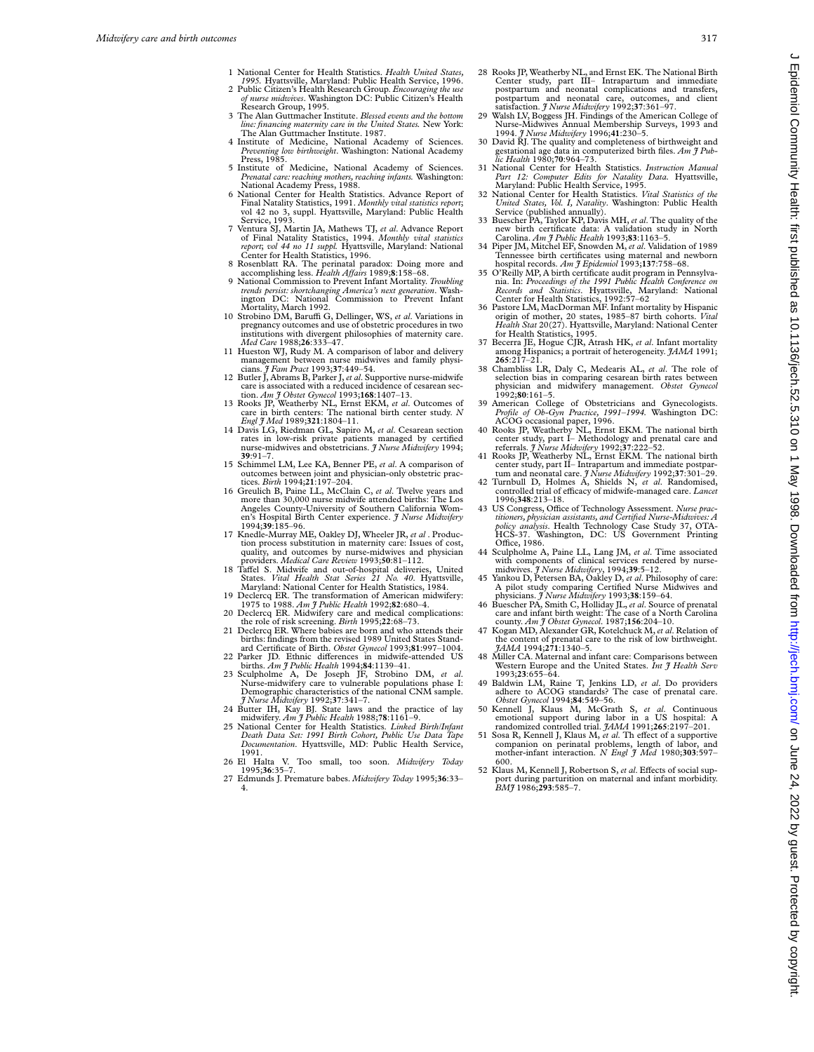1 National Center for Health Statistics. *Health United States, 1995.* Hyattsville, Maryland: Public Health Service, 1996.
2 Public Citizen's Health Research Group. *Encouraging the use of nurse midwives*. Washington DC: Public Citizen's Health Research Group, 1995.
3 The Alan Guttmacher Institute. *Blessed events and the bottom line: financing maternity care in the United States.* New York: The Alan Guttmacher Institute. 1987.
4 Institute of Medicine, National Academy of Sciences. *Preventing low birthweight*. Washington: National Academy Press, 1985.
5 Institute of Medicine, National Academy of Sciences. *Prenatal care: reaching mothers, reaching infants.* Washington: National Academy Press, 1988.
6 National Center for Health Statistics. Advance Report of Final Natality Statistics, 1991. *Monthly vital statistics report*; vol 42 no 3, suppl. Hyattsville, Maryland: Public Health Service, 1993.
7 Ventura SJ, Martin JA, Mathews TJ, *et al*. Advance Report of Final Natality Statistics, 1994. *Monthly vital statistics report*; *vol 44 no 11 suppl.* Hyattsville, Maryland: National Center for Health Statistics, 1996.
8 Rosenblatt RA. The perinatal paradox: Doing more and accomplishing less. *Health Affairs* 1989;**8**:158–68.
9 National Commission to Prevent Infant Mortality. *Troubling trends persist: shortchanging America's next generation*. Washington DC: National Commission to Prevent Infant Mortality, March 1992.
10 Strobino DM, Baruffi G, Dellinger, WS, *et al*. Variations in pregnancy outcomes and use of obstetric procedures in two institutions with divergent philosophies of maternity care. *Med Care* 1988;**26**:333–47.
11 Hueston WJ, Rudy M. A comparison of labor and delivery management between nurse midwives and family physicians. *J Fam Pract* 1993;**37**:449–54.
12 Butler J, Abrams B, Parker J, *et al*. Supportive nurse-midwife care is associated with a reduced incidence of cesarean section. *Am J Obstet Gynecol* 1993;**168**:1407–13.
13 Rooks JP, Weatherby NL, Ernst EKM, *et al*. Outcomes of care in birth centers: The national birth center study. *N Engl J Med* 1989;**321**:1804–11.
14 Davis LG, Riedman GL, Sapiro M, *et al*. Cesarean section rates in low-risk private patients managed by certified nurse-midwives and obstetricians. *J Nurse Midwifery* 1994; **39**:91–7.
15 Schimmel LM, Lee KA, Benner PE, *et al*. A comparison of outcomes between joint and physician-only obstetric practices. *Birth* 1994;**21**:197–204.
16 Greulich B, Paine LL, McClain C, *et al*. Twelve years and more than 30,000 nurse midwife attended births: The Los Angeles County-University of Southern California Women's Hospital Birth Center experience. *J Nurse Midwifery* 1994;**39**:185–96.
17 Knedle-Murray ME, Oakley DJ, Wheeler JR, *et al* . Production process substitution in maternity care: Issues of cost, quality, and outcomes by nurse-midwives and physician providers. *Medical Care Review* 1993;**50**:81–112.
18 Taffel S. Midwife and out-of-hospital deliveries, United States. *Vital Health Stat Series 21 No. 40.* Hyattsville, Maryland: National Center for Health Statistics, 1984.
19 Declercq ER. The transformation of American midwifery: 1975 to 1988. *Am J Public Health* 1992;**82**:680–4.
20 Declercq ER. Midwifery care and medical complications: the role of risk screening. *Birth* 1995;**22**:68–73.
21 Declercq ER. Where babies are born and who attends their births: findings from the revised 1989 United States Standard Certificate of Birth. *Obstet Gynecol* 1993;**81**:997–1004.
22 Parker JD. Ethnic differences in midwife-attended US births. *Am J Public Health* 1994;**84**:1139–41.
23 Sculpholme A, De Joseph JF, Strobino DM, *et al*. Nurse-midwifery care to vulnerable populations phase I: Demographic characteristics of the national CNM sample. *J Nurse Midwifery* 1992;**37**:341–7.
24 Butter IH, Kay BJ. State laws and the practice of lay midwifery. *Am J Public Health* 1988;**78**:1161–9.
25 National Center for Health Statistics. *Linked Birth/Infant Death Data Set: 1991 Birth Cohort, Public Use Data Tape Documentation*. Hyattsville, MD: Public Health Service, 1991.
26 El Halta V. Too small, too soon. *Midwifery Today* 1995;**36**:35–7.
27 Edmunds J. Premature babes. *Midwifery Today* 1995;**36**:33–4.
28 Rooks JP, Weatherby NL, and Ernst EK. The National Birth Center study, part III– Intrapartum and immediate postpartum and neonatal complications and transfers, postpartum and neonatal care, outcomes, and client satisfaction. *J Nurse Midwifery* 1992;**37**:361–97.
29 Walsh LV, Boggess JH. Findings of the American College of Nurse-Midwives Annual Membership Surveys, 1993 and 1994. *J Nurse Midwifery* 1996;**41**:230–5.
30 David RJ. The quality and completeness of birthweight and gestational age data in computerized birth files. *Am J Public Health* 1980;**70**:964–73.
31 National Center for Health Statistics. *Instruction Manual Part 12: Computer Edits for Natality Data.* Hyattsville, Maryland: Public Health Service, 1995.
32 National Center for Health Statistics. *Vital Statistics of the United States, Vol. I, Natality*. Washington: Public Health Service (published annually).
33 Buescher PA, Taylor KP, Davis MH, *et al*. The quality of the new birth certificate data: A validation study in North Carolina. *Am J Public Health* 1993;**83**:1163–5.
34 Piper JM, Mitchel EF, Snowden M, *et al*. Validation of 1989 Tennessee birth certificates using maternal and newborn hospital records. *Am J Epidemiol* 1993;**137**:758–68.
35 O'Reilly MP, A birth certificate audit program in Pennsylvania. In: *Proceedings of the 1991 Public Health Conference on Records and Statistics*. Hyattsville, Maryland: National Center for Health Statistics, 1992:57–62
36 Pastore LM, MacDorman MF. Infant mortality by Hispanic origin of mother, 20 states, 1985–87 birth cohorts. *Vital Health Stat* 20(27). Hyattsville, Maryland: National Center for Health Statistics, 1995.
37 Becerra JE, Hogue CJR, Atrash HK, *et al*. Infant mortality among Hispanics; a portrait of heterogeneity. *JAMA* 1991; **265**:217–21.
38 Chambliss LR, Daly C, Medearis AL, *et al*. The role of selection bias in comparing cesarean birth rates between physician and midwifery management. *Obstet Gynecol* 1992;**80**:161–5.
39 American College of Obstetricians and Gynecologists. *Profile of Ob-Gyn Practice, 1991–1994.* Washington DC: ACOG occasional paper, 1996.
40 Rooks JP, Weatherby NL, Ernst EKM. The national birth center study, part I– Methodology and prenatal care and referrals. *J Nurse Midwifery* 1992;**37**:222–52.
41 Rooks JP, Weatherby NL, Ernst EKM. The national birth center study, part II– Intrapartum and immediate postpartum and neonatal care. *J Nurse Midwifery* 1992;**37**:301–29.
42 Turnbull D, Holmes A, Shields N, *et al*. Randomised, controlled trial of efficacy of midwife-managed care. *Lancet* 1996;**348**:213–18.
43 US Congress, Office of Technology Assessment. *Nurse practitioners, physician assistants, and Certified Nurse-Midwives: A policy analysis*. Health Technology Case Study 37, OTA-HCS-37. Washington, DC: US Government Printing Office, 1986.
44 Sculpholme A, Paine LL, Lang JM, *et al*. Time associated with components of clinical services rendered by nurse-midwives. *J Nurse Midwifery*, 1994;**39**:5–12.
45 Yankou D, Petersen BA, Oakley D, *et al*. Philosophy of care: A pilot study comparing Certified Nurse Midwives and physicians. *J Nurse Midwifery* 1993;**38**:159–64.
46 Buescher PA, Smith C, Holliday JL, *et al*. Source of prenatal care and infant birth weight: The case of a North Carolina county. *Am J Obstet Gynecol*. 1987;**156**:204–10.
47 Kogan MD, Alexander GR, Kotelchuck M, *et al*. Relation of the content of prenatal care to the risk of low birthweight. *JAMA* 1994;**271**:1340–5.
48 Miller CA. Maternal and infant care: Comparisons between Western Europe and the United States. *Int J Health Serv* 1993;**23**:655–64.
49 Baldwin LM, Raine T, Jenkins LD, *et al*. Do providers adhere to ACOG standards? The case of prenatal care. *Obstet Gynecol* 1994;**84**:549–56.
50 Kennell J, Klaus M, McGrath S, *et al*. Continuous emotional support during labor in a US hospital: A randomized controlled trial. *JAMA* 1991;**265**:2197–201.
51 Sosa R, Kennell J, Klaus M, *et al*. Th effect of a supportive companion on perinatal problems, length of labor, and mother-infant interaction. *N Engl J Med* 1980;**303**:597–600.
52 Klaus M, Kennell J, Robertson S, *et al*. Effects of social support during parturition on maternal and infant morbidity. *BMJ* 1986;**293**:585–7.